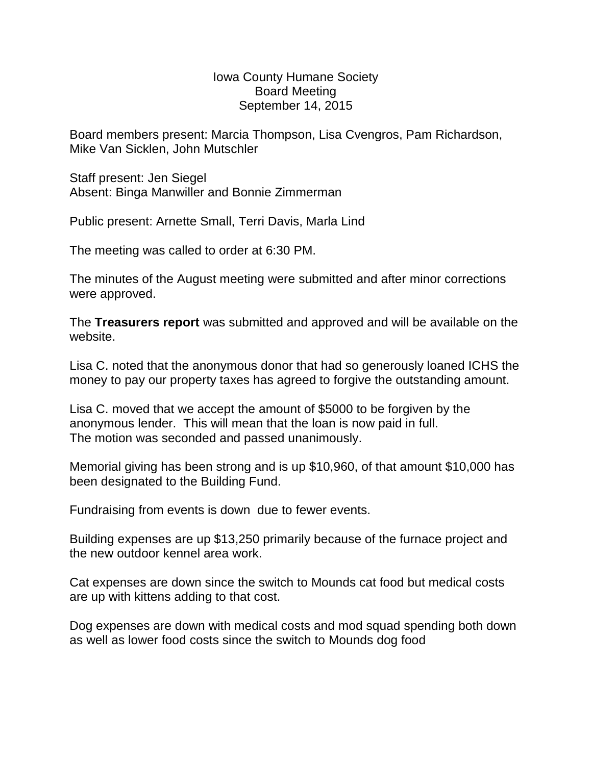# Iowa County Humane Society
## Board Meeting
### September 14, 2015

Board members present: Marcia Thompson, Lisa Cvengros, Pam Richardson, Mike Van Sicklen, John Mutschler

Staff present: Jen Siegel
Absent: Binga Manwiller and Bonnie Zimmerman

Public present: Arnette Small, Terri Davis, Marla Lind

The meeting was called to order at 6:30 PM.

The minutes of the August meeting were submitted and after minor corrections were approved.

The **Treasurers report** was submitted and approved and will be available on the website.

Lisa C. noted that the anonymous donor that had so generously loaned ICHS the money to pay our property taxes has agreed to forgive the outstanding amount.

Lisa C. moved that we accept the amount of $5000 to be forgiven by the anonymous lender. This will mean that the loan is now paid in full.
The motion was seconded and passed unanimously.

Memorial giving has been strong and is up $10,960, of that amount $10,000 has been designated to the Building Fund.

Fundraising from events is down due to fewer events.

Building expenses are up $13,250 primarily because of the furnace project and the new outdoor kennel area work.

Cat expenses are down since the switch to Mounds cat food but medical costs are up with kittens adding to that cost.

Dog expenses are down with medical costs and mod squad spending both down as well as lower food costs since the switch to Mounds dog food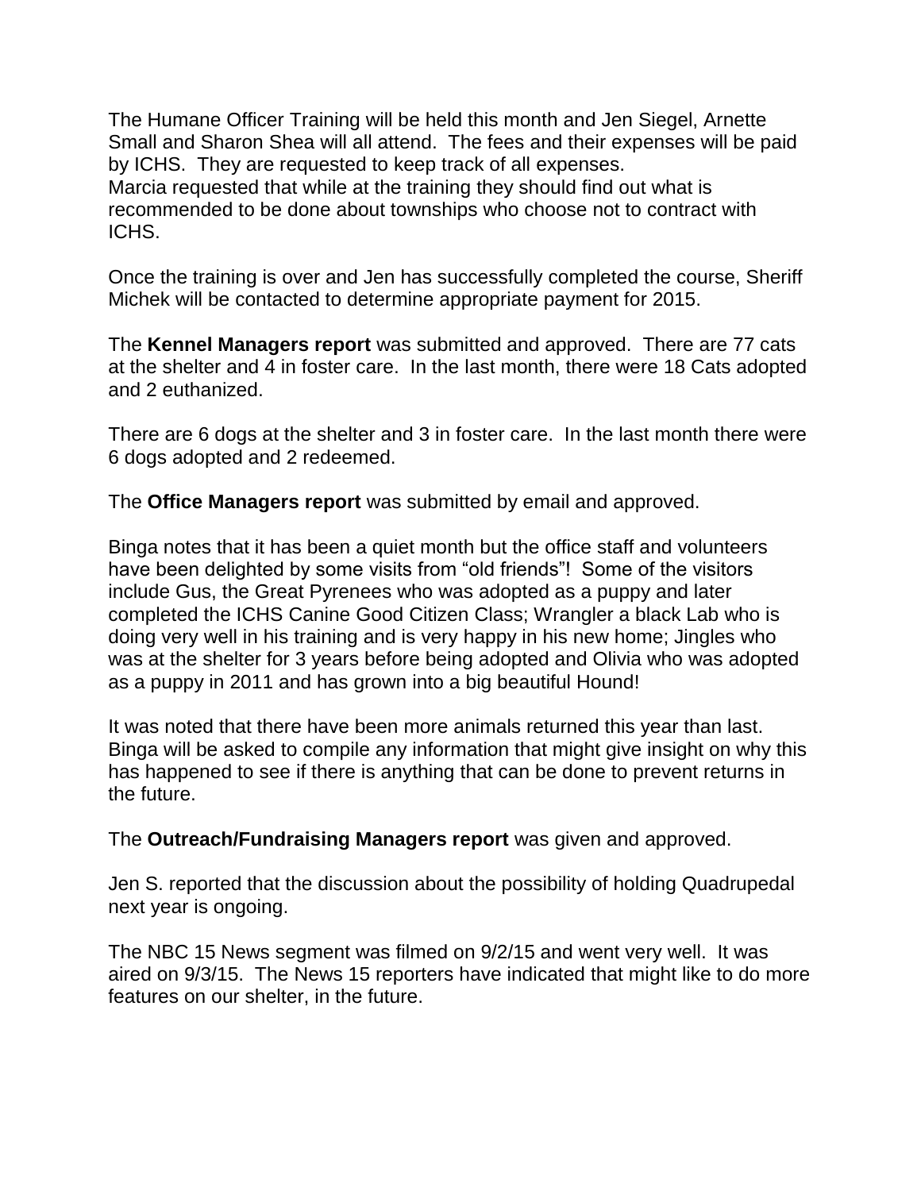The Humane Officer Training will be held this month and Jen Siegel, Arnette Small and Sharon Shea will all attend. The fees and their expenses will be paid by ICHS. They are requested to keep track of all expenses.
Marcia requested that while at the training they should find out what is recommended to be done about townships who choose not to contract with ICHS.

Once the training is over and Jen has successfully completed the course, Sheriff Michek will be contacted to determine appropriate payment for 2015.

The **Kennel Managers report** was submitted and approved. There are 77 cats at the shelter and 4 in foster care. In the last month, there were 18 Cats adopted and 2 euthanized.

There are 6 dogs at the shelter and 3 in foster care. In the last month there were 6 dogs adopted and 2 redeemed.

The **Office Managers report** was submitted by email and approved.

Binga notes that it has been a quiet month but the office staff and volunteers have been delighted by some visits from "old friends"! Some of the visitors include Gus, the Great Pyrenees who was adopted as a puppy and later completed the ICHS Canine Good Citizen Class; Wrangler a black Lab who is doing very well in his training and is very happy in his new home; Jingles who was at the shelter for 3 years before being adopted and Olivia who was adopted as a puppy in 2011 and has grown into a big beautiful Hound!

It was noted that there have been more animals returned this year than last. Binga will be asked to compile any information that might give insight on why this has happened to see if there is anything that can be done to prevent returns in the future.

The **Outreach/Fundraising Managers report** was given and approved.

Jen S. reported that the discussion about the possibility of holding Quadrupedal next year is ongoing.

The NBC 15 News segment was filmed on 9/2/15 and went very well. It was aired on 9/3/15. The News 15 reporters have indicated that might like to do more features on our shelter, in the future.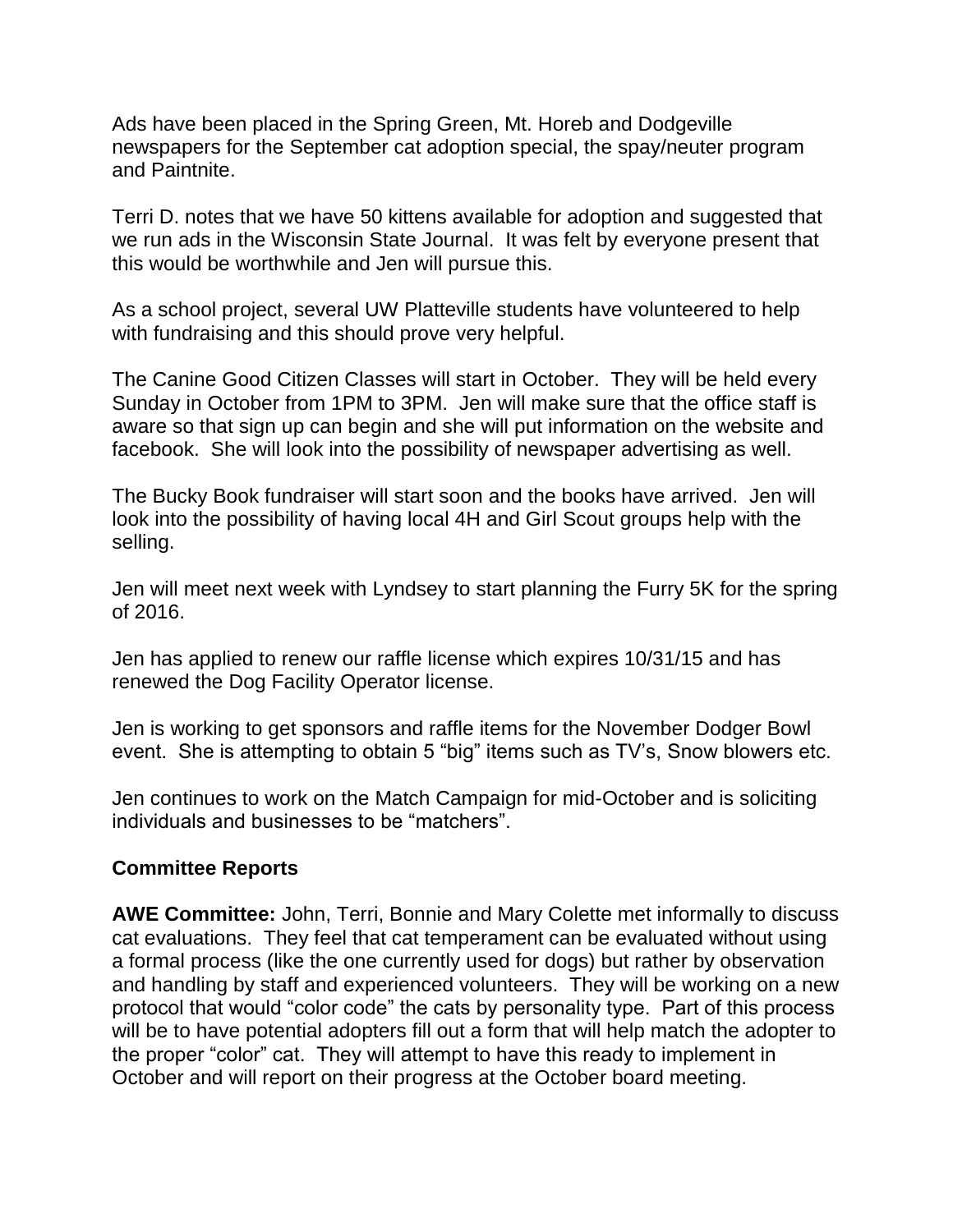Ads have been placed in the Spring Green, Mt. Horeb and Dodgeville newspapers for the September cat adoption special, the spay/neuter program and Paintnite.

Terri D. notes that we have 50 kittens available for adoption and suggested that we run ads in the Wisconsin State Journal. It was felt by everyone present that this would be worthwhile and Jen will pursue this.

As a school project, several UW Platteville students have volunteered to help with fundraising and this should prove very helpful.

The Canine Good Citizen Classes will start in October. They will be held every Sunday in October from 1PM to 3PM. Jen will make sure that the office staff is aware so that sign up can begin and she will put information on the website and facebook. She will look into the possibility of newspaper advertising as well.

The Bucky Book fundraiser will start soon and the books have arrived. Jen will look into the possibility of having local 4H and Girl Scout groups help with the selling.

Jen will meet next week with Lyndsey to start planning the Furry 5K for the spring of 2016.

Jen has applied to renew our raffle license which expires 10/31/15 and has renewed the Dog Facility Operator license.

Jen is working to get sponsors and raffle items for the November Dodger Bowl event. She is attempting to obtain 5 "big" items such as TV's, Snow blowers etc.

Jen continues to work on the Match Campaign for mid-October and is soliciting individuals and businesses to be "matchers".

## Committee Reports

**AWE Committee:** John, Terri, Bonnie and Mary Colette met informally to discuss cat evaluations. They feel that cat temperament can be evaluated without using a formal process (like the one currently used for dogs) but rather by observation and handling by staff and experienced volunteers. They will be working on a new protocol that would "color code" the cats by personality type. Part of this process will be to have potential adopters fill out a form that will help match the adopter to the proper "color" cat. They will attempt to have this ready to implement in October and will report on their progress at the October board meeting.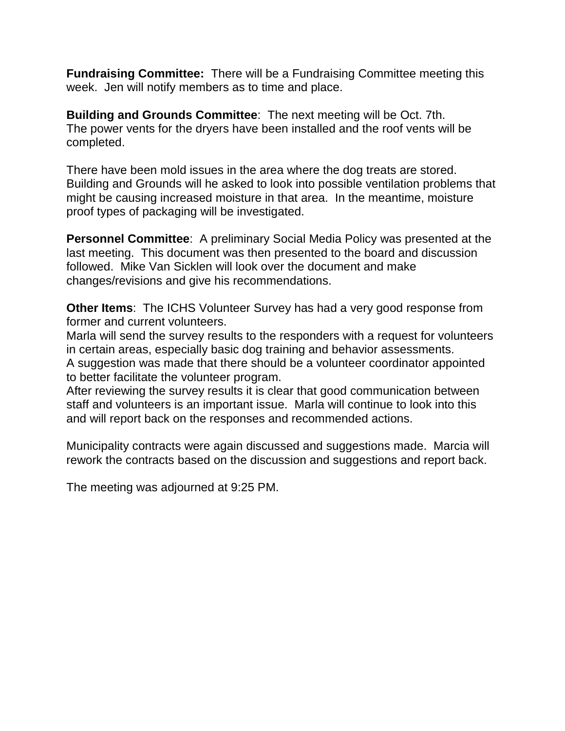**Fundraising Committee:** There will be a Fundraising Committee meeting this week. Jen will notify members as to time and place.

**Building and Grounds Committee**: The next meeting will be Oct. 7th.
The power vents for the dryers have been installed and the roof vents will be completed.

There have been mold issues in the area where the dog treats are stored. Building and Grounds will he asked to look into possible ventilation problems that might be causing increased moisture in that area. In the meantime, moisture proof types of packaging will be investigated.

**Personnel Committee**: A preliminary Social Media Policy was presented at the last meeting. This document was then presented to the board and discussion followed. Mike Van Sicklen will look over the document and make changes/revisions and give his recommendations.

**Other Items**: The ICHS Volunteer Survey has had a very good response from former and current volunteers.
Marla will send the survey results to the responders with a request for volunteers in certain areas, especially basic dog training and behavior assessments.
A suggestion was made that there should be a volunteer coordinator appointed to better facilitate the volunteer program.
After reviewing the survey results it is clear that good communication between staff and volunteers is an important issue. Marla will continue to look into this and will report back on the responses and recommended actions.

Municipality contracts were again discussed and suggestions made. Marcia will rework the contracts based on the discussion and suggestions and report back.

The meeting was adjourned at 9:25 PM.